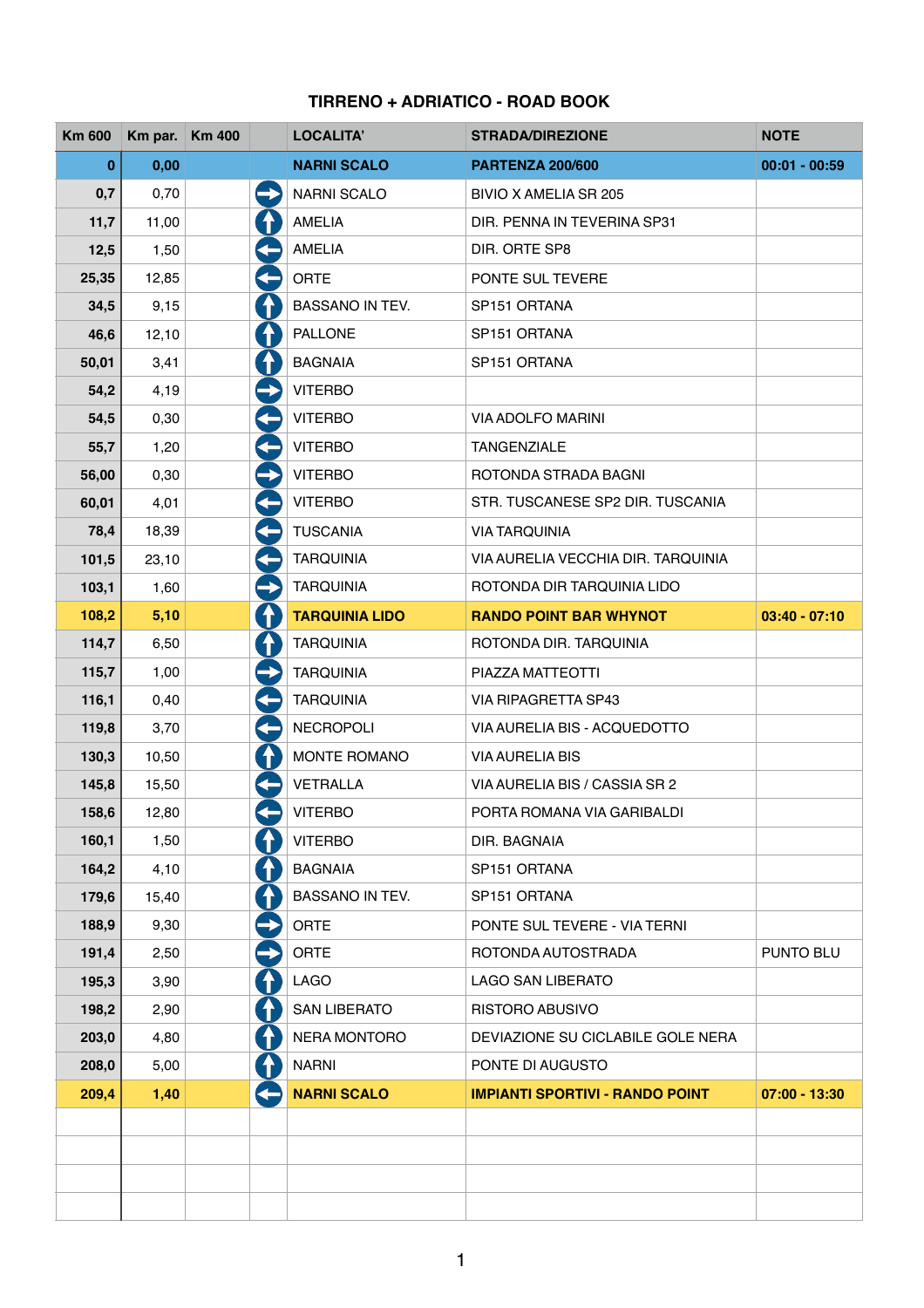# TIRRENO + ADRIATICO - ROAD BOOK

| Km 600 | Km par. | Km 400 | | LOCALITA' | STRADA/DIREZIONE | NOTE |
|---|---|---|---|---|---|---|
| **0** | **0,00** | | | **NARNI SCALO** | **PARTENZA 200/600** | **00:01 - 00:59** |
| **0,7** | 0,70 | | → | NARNI SCALO | BIVIO X AMELIA SR 205 | |
| **11,7** | 11,00 | | ↑ | AMELIA | DIR. PENNA IN TEVERINA SP31 | |
| **12,5** | 1,50 | | ← | AMELIA | DIR. ORTE SP8 | |
| **25,35** | 12,85 | | ← | ORTE | PONTE SUL TEVERE | |
| **34,5** | 9,15 | | ↑ | BASSANO IN TEV. | SP151 ORTANA | |
| **46,6** | 12,10 | | ↑ | PALLONE | SP151 ORTANA | |
| **50,01** | 3,41 | | ↑ | BAGNAIA | SP151 ORTANA | |
| **54,2** | 4,19 | | → | VITERBO | | |
| **54,5** | 0,30 | | ← | VITERBO | VIA ADOLFO MARINI | |
| **55,7** | 1,20 | | ← | VITERBO | TANGENZIALE | |
| **56,00** | 0,30 | | → | VITERBO | ROTONDA STRADA BAGNI | |
| **60,01** | 4,01 | | ← | VITERBO | STR. TUSCANESE SP2 DIR. TUSCANIA | |
| **78,4** | 18,39 | | ← | TUSCANIA | VIA TARQUINIA | |
| **101,5** | 23,10 | | ← | TARQUINIA | VIA AURELIA VECCHIA DIR. TARQUINIA | |
| **103,1** | 1,60 | | → | TARQUINIA | ROTONDA DIR TARQUINIA LIDO | |
| **108,2** | **5,10** | | ↑ | **TARQUINIA LIDO** | **RANDO POINT BAR WHYNOT** | **03:40 - 07:10** |
| **114,7** | 6,50 | | ↑ | TARQUINIA | ROTONDA DIR. TARQUINIA | |
| **115,7** | 1,00 | | → | TARQUINIA | PIAZZA MATTEOTTI | |
| **116,1** | 0,40 | | ← | TARQUINIA | VIA RIPAGRETTA SP43 | |
| **119,8** | 3,70 | | ← | NECROPOLI | VIA AURELIA BIS - ACQUEDOTTO | |
| **130,3** | 10,50 | | ↑ | MONTE ROMANO | VIA AURELIA BIS | |
| **145,8** | 15,50 | | ← | VETRALLA | VIA AURELIA BIS / CASSIA SR 2 | |
| **158,6** | 12,80 | | ← | VITERBO | PORTA ROMANA VIA GARIBALDI | |
| **160,1** | 1,50 | | ↑ | VITERBO | DIR. BAGNAIA | |
| **164,2** | 4,10 | | ↑ | BAGNAIA | SP151 ORTANA | |
| **179,6** | 15,40 | | ↑ | BASSANO IN TEV. | SP151 ORTANA | |
| **188,9** | 9,30 | | → | ORTE | PONTE SUL TEVERE - VIA TERNI | |
| **191,4** | 2,50 | | → | ORTE | ROTONDA AUTOSTRADA | PUNTO BLU |
| **195,3** | 3,90 | | ↑ | LAGO | LAGO SAN LIBERATO | |
| **198,2** | 2,90 | | ↑ | SAN LIBERATO | RISTORO ABUSIVO | |
| **203,0** | 4,80 | | ↑ | NERA MONTORO | DEVIAZIONE SU CICLABILE GOLE NERA | |
| **208,0** | 5,00 | | ↑ | NARNI | PONTE DI AUGUSTO | |
| **209,4** | **1,40** | | ← | **NARNI SCALO** | **IMPIANTI SPORTIVI - RANDO POINT** | **07:00 - 13:30** |
| | | | | | | |
| | | | | | | |
| | | | | | | |
| | | | | | | |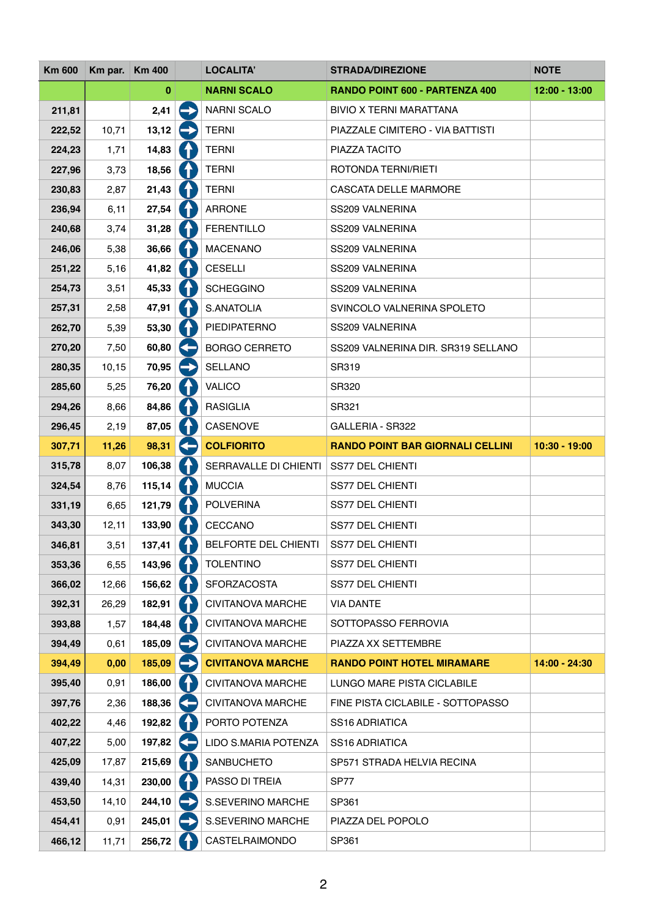| Km 600 | Km par. | Km 400 | | LOCALITA' | STRADA/DIREZIONE | NOTE |
|---|---|---|---|---|---|---|
| | | **0** | | **NARNI SCALO** | **RANDO POINT 600 - PARTENZA 400** | **12:00 - 13:00** |
| **211,81** | | **2,41** | → | NARNI SCALO | BIVIO X TERNI MARATTANA | |
| **222,52** | 10,71 | **13,12** | → | TERNI | PIAZZALE CIMITERO - VIA BATTISTI | |
| **224,23** | 1,71 | **14,83** | ↑ | TERNI | PIAZZA TACITO | |
| **227,96** | 3,73 | **18,56** | ↑ | TERNI | ROTONDA TERNI/RIETI | |
| **230,83** | 2,87 | **21,43** | ↑ | TERNI | CASCATA DELLE MARMORE | |
| **236,94** | 6,11 | **27,54** | ↑ | ARRONE | SS209 VALNERINA | |
| **240,68** | 3,74 | **31,28** | ↑ | FERENTILLO | SS209 VALNERINA | |
| **246,06** | 5,38 | **36,66** | ↑ | MACENANO | SS209 VALNERINA | |
| **251,22** | 5,16 | **41,82** | ↑ | CESELLI | SS209 VALNERINA | |
| **254,73** | 3,51 | **45,33** | ↑ | SCHEGGINO | SS209 VALNERINA | |
| **257,31** | 2,58 | **47,91** | ↑ | S.ANATOLIA | SVINCOLO VALNERINA SPOLETO | |
| **262,70** | 5,39 | **53,30** | ↑ | PIEDIPATERNO | SS209 VALNERINA | |
| **270,20** | 7,50 | **60,80** | ← | BORGO CERRETO | SS209 VALNERINA DIR. SR319 SELLANO | |
| **280,35** | 10,15 | **70,95** | → | SELLANO | SR319 | |
| **285,60** | 5,25 | **76,20** | ↑ | VALICO | SR320 | |
| **294,26** | 8,66 | **84,86** | ↑ | RASIGLIA | SR321 | |
| **296,45** | 2,19 | **87,05** | ↑ | CASENOVE | GALLERIA - SR322 | |
| **307,71** | **11,26** | **98,31** | ← | **COLFIORITO** | **RANDO POINT BAR GIORNALI CELLINI** | **10:30 - 19:00** |
| **315,78** | 8,07 | **106,38** | ↑ | SERRAVALLE DI CHIENTI | SS77 DEL CHIENTI | |
| **324,54** | 8,76 | **115,14** | ↑ | MUCCIA | SS77 DEL CHIENTI | |
| **331,19** | 6,65 | **121,79** | ↑ | POLVERINA | SS77 DEL CHIENTI | |
| **343,30** | 12,11 | **133,90** | ↑ | CECCANO | SS77 DEL CHIENTI | |
| **346,81** | 3,51 | **137,41** | ↑ | BELFORTE DEL CHIENTI | SS77 DEL CHIENTI | |
| **353,36** | 6,55 | **143,96** | ↑ | TOLENTINO | SS77 DEL CHIENTI | |
| **366,02** | 12,66 | **156,62** | ↑ | SFORZACOSTA | SS77 DEL CHIENTI | |
| **392,31** | 26,29 | **182,91** | ↑ | CIVITANOVA MARCHE | VIA DANTE | |
| **393,88** | 1,57 | **184,48** | ↑ | CIVITANOVA MARCHE | SOTTOPASSO FERROVIA | |
| **394,49** | 0,61 | **185,09** | → | CIVITANOVA MARCHE | PIAZZA XX SETTEMBRE | |
| **394,49** | **0,00** | **185,09** | → | **CIVITANOVA MARCHE** | **RANDO POINT HOTEL MIRAMARE** | **14:00 - 24:30** |
| **395,40** | 0,91 | **186,00** | ↑ | CIVITANOVA MARCHE | LUNGO MARE PISTA CICLABILE | |
| **397,76** | 2,36 | **188,36** | ← | CIVITANOVA MARCHE | FINE PISTA CICLABILE - SOTTOPASSO | |
| **402,22** | 4,46 | **192,82** | ↑ | PORTO POTENZA | SS16 ADRIATICA | |
| **407,22** | 5,00 | **197,82** | ← | LIDO S.MARIA POTENZA | SS16 ADRIATICA | |
| **425,09** | 17,87 | **215,69** | ↑ | SANBUCHETO | SP571 STRADA HELVIA RECINA | |
| **439,40** | 14,31 | **230,00** | ↑ | PASSO DI TREIA | SP77 | |
| **453,50** | 14,10 | **244,10** | → | S.SEVERINO MARCHE | SP361 | |
| **454,41** | 0,91 | **245,01** | → | S.SEVERINO MARCHE | PIAZZA DEL POPOLO | |
| **466,12** | 11,71 | **256,72** | ↑ | CASTELRAIMONDO | SP361 | |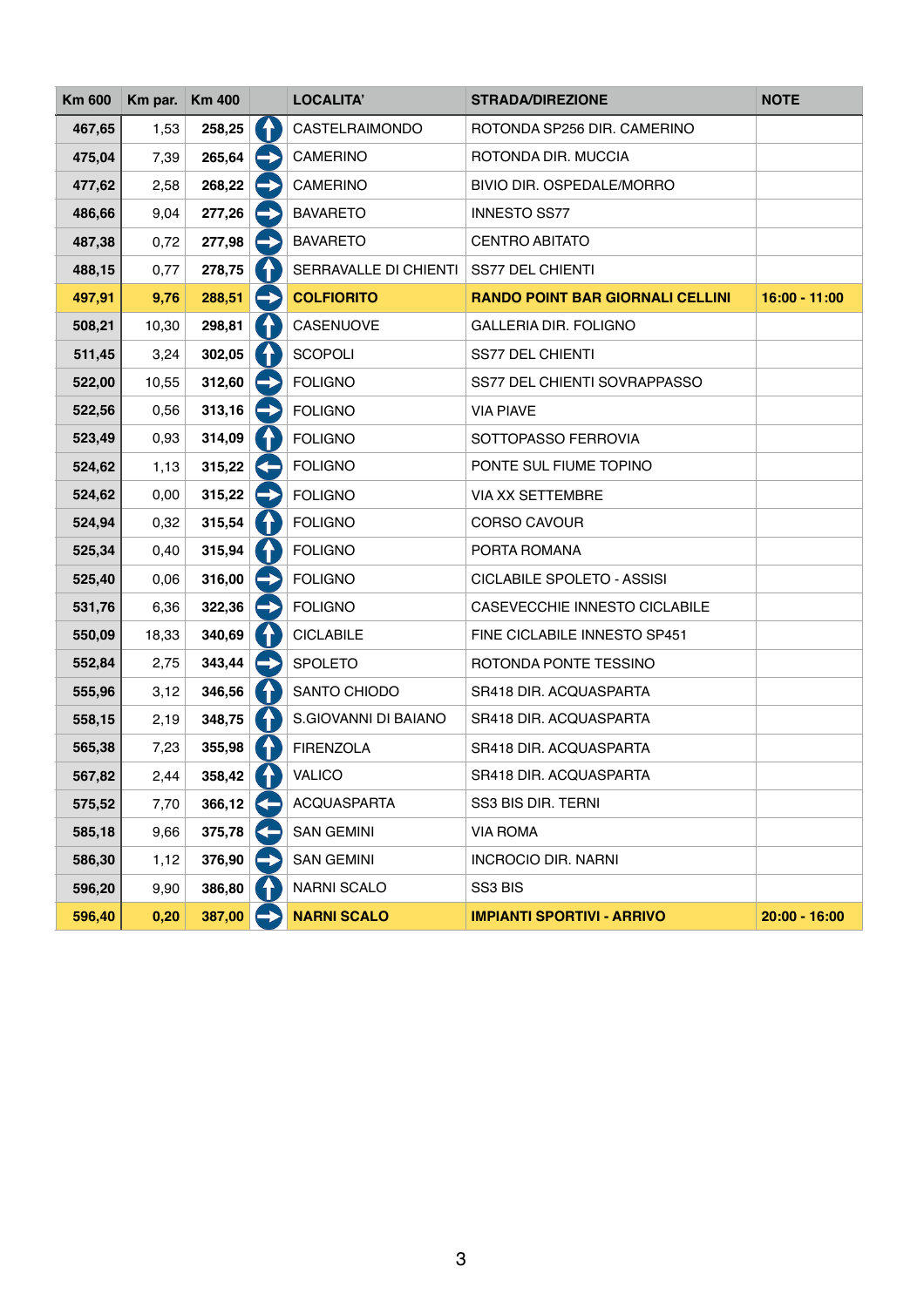| Km 600 | Km par. | Km 400 | | LOCALITA' | STRADA/DIREZIONE | NOTE |
|---|---|---|---|---|---|---|
| **467,65** | 1,53 | **258,25** | ↑ | CASTELRAIMONDO | ROTONDA SP256 DIR. CAMERINO | |
| **475,04** | 7,39 | **265,64** | → | CAMERINO | ROTONDA DIR. MUCCIA | |
| **477,62** | 2,58 | **268,22** | → | CAMERINO | BIVIO DIR. OSPEDALE/MORRO | |
| **486,66** | 9,04 | **277,26** | → | BAVARETO | INNESTO SS77 | |
| **487,38** | 0,72 | **277,98** | → | BAVARETO | CENTRO ABITATO | |
| **488,15** | 0,77 | **278,75** | ↑ | SERRAVALLE DI CHIENTI | SS77 DEL CHIENTI | |
| **497,91** | **9,76** | **288,51** | → | **COLFIORITO** | **RANDO POINT BAR GIORNALI CELLINI** | **16:00 - 11:00** |
| **508,21** | 10,30 | **298,81** | ↑ | CASENUOVE | GALLERIA DIR. FOLIGNO | |
| **511,45** | 3,24 | **302,05** | ↑ | SCOPOLI | SS77 DEL CHIENTI | |
| **522,00** | 10,55 | **312,60** | → | FOLIGNO | SS77 DEL CHIENTI SOVRAPPASSO | |
| **522,56** | 0,56 | **313,16** | → | FOLIGNO | VIA PIAVE | |
| **523,49** | 0,93 | **314,09** | ↑ | FOLIGNO | SOTTOPASSO FERROVIA | |
| **524,62** | 1,13 | **315,22** | ← | FOLIGNO | PONTE SUL FIUME TOPINO | |
| **524,62** | 0,00 | **315,22** | → | FOLIGNO | VIA XX SETTEMBRE | |
| **524,94** | 0,32 | **315,54** | ↑ | FOLIGNO | CORSO CAVOUR | |
| **525,34** | 0,40 | **315,94** | ↑ | FOLIGNO | PORTA ROMANA | |
| **525,40** | 0,06 | **316,00** | → | FOLIGNO | CICLABILE SPOLETO - ASSISI | |
| **531,76** | 6,36 | **322,36** | → | FOLIGNO | CASEVECCHIE INNESTO CICLABILE | |
| **550,09** | 18,33 | **340,69** | ↑ | CICLABILE | FINE CICLABILE INNESTO SP451 | |
| **552,84** | 2,75 | **343,44** | → | SPOLETO | ROTONDA PONTE TESSINO | |
| **555,96** | 3,12 | **346,56** | ↑ | SANTO CHIODO | SR418 DIR. ACQUASPARTA | |
| **558,15** | 2,19 | **348,75** | ↑ | S.GIOVANNI DI BAIANO | SR418 DIR. ACQUASPARTA | |
| **565,38** | 7,23 | **355,98** | ↑ | FIRENZOLA | SR418 DIR. ACQUASPARTA | |
| **567,82** | 2,44 | **358,42** | ↑ | VALICO | SR418 DIR. ACQUASPARTA | |
| **575,52** | 7,70 | **366,12** | ← | ACQUASPARTA | SS3 BIS DIR. TERNI | |
| **585,18** | 9,66 | **375,78** | ← | SAN GEMINI | VIA ROMA | |
| **586,30** | 1,12 | **376,90** | → | SAN GEMINI | INCROCIO DIR. NARNI | |
| **596,20** | 9,90 | **386,80** | ↑ | NARNI SCALO | SS3 BIS | |
| **596,40** | **0,20** | **387,00** | → | **NARNI SCALO** | **IMPIANTI SPORTIVI - ARRIVO** | **20:00 - 16:00** |